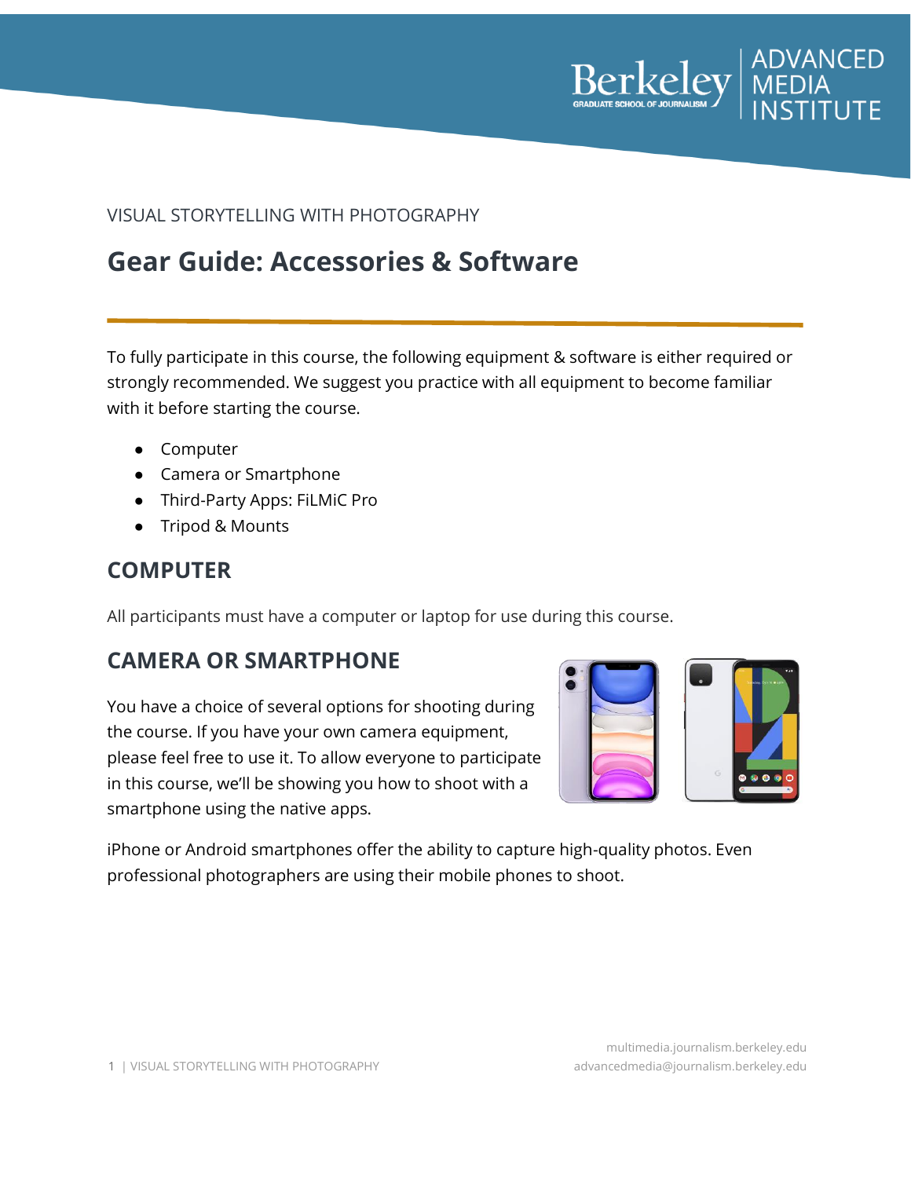VISUAL STORYTELLING WITH PHOTOGRAPHY

# Gear Guide: Accessories & Software

To fully participate in this course, the following equipment & software is either required or strongly recommended. We suggest you practice with all equipment to become familiar with it before starting the course.

- Computer
- Camera or Smartphone
- Third-Party Apps: FiLMiC Pro
- Tripod & Mounts

## COMPUTER

All participants must have a computer or laptop for use during this course.

## CAMERA OR SMARTPHONE

You have a choice of several options for shooting during the course. If you have your own camera equipment, please feel free to use it. To allow everyone to participate in this course, we'll be showing you how to shoot with a smartphone using the native apps.

iPhone or Android smartphones offer the ability to capture high-quality photos. Even professional photographers are using their mobile phones to shoot.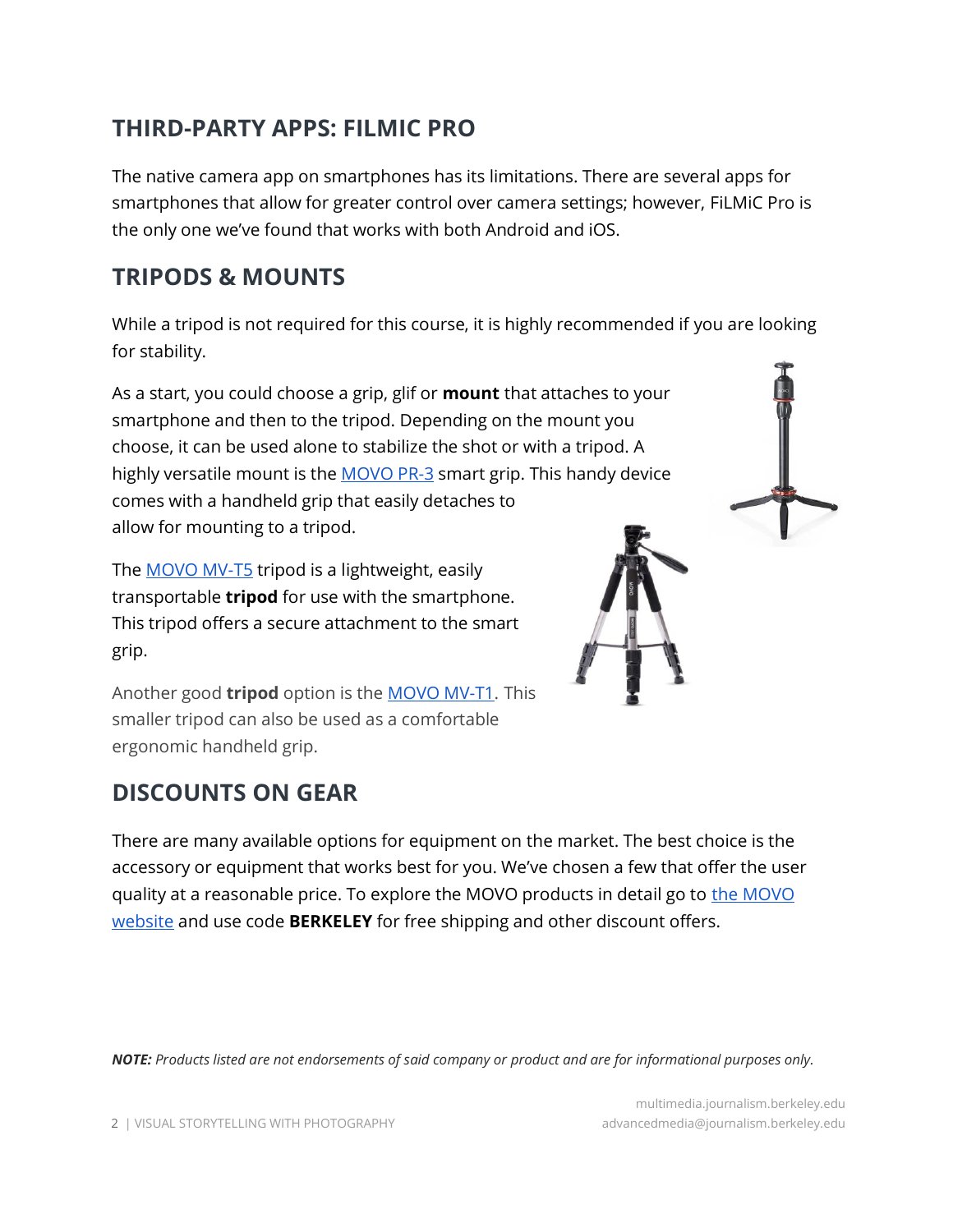## THIRD-PARTY APPS: FILMIC PRO

The native camera app on smartphones has its limitations. There are several apps for smartphones that allow for greater control over camera settings; however, FiLMiC Pro is the only one we've found that works with both Android and iOS.

## TRIPODS & MOUNTS

While a tripod is not required for this course, it is highly recommended if you are looking for stability.

As a start, you could choose a grip, glif or **mount** that attaches to your smartphone and then to the tripod. Depending on the mount you choose, it can be used alone to stabilize the shot or with a tripod. A highly versatile mount is the MOVO PR-3 smart grip. This handy device comes with a handheld grip that easily detaches to allow for mounting to a tripod.

The MOVO MV-T5 tripod is a lightweight, easily transportable **tripod** for use with the smartphone. This tripod offers a secure attachment to the smart grip.

Another good **tripod** option is the MOVO MV-T1. This smaller tripod can also be used as a comfortable ergonomic handheld grip.

## DISCOUNTS ON GEAR

There are many available options for equipment on the market. The best choice is the accessory or equipment that works best for you. We've chosen a few that offer the user quality at a reasonable price. To explore the MOVO products in detail go to the MOVO website and use code **BERKELEY** for free shipping and other discount offers.

***NOTE:*** *Products listed are not endorsements of said company or product and are for informational purposes only.*